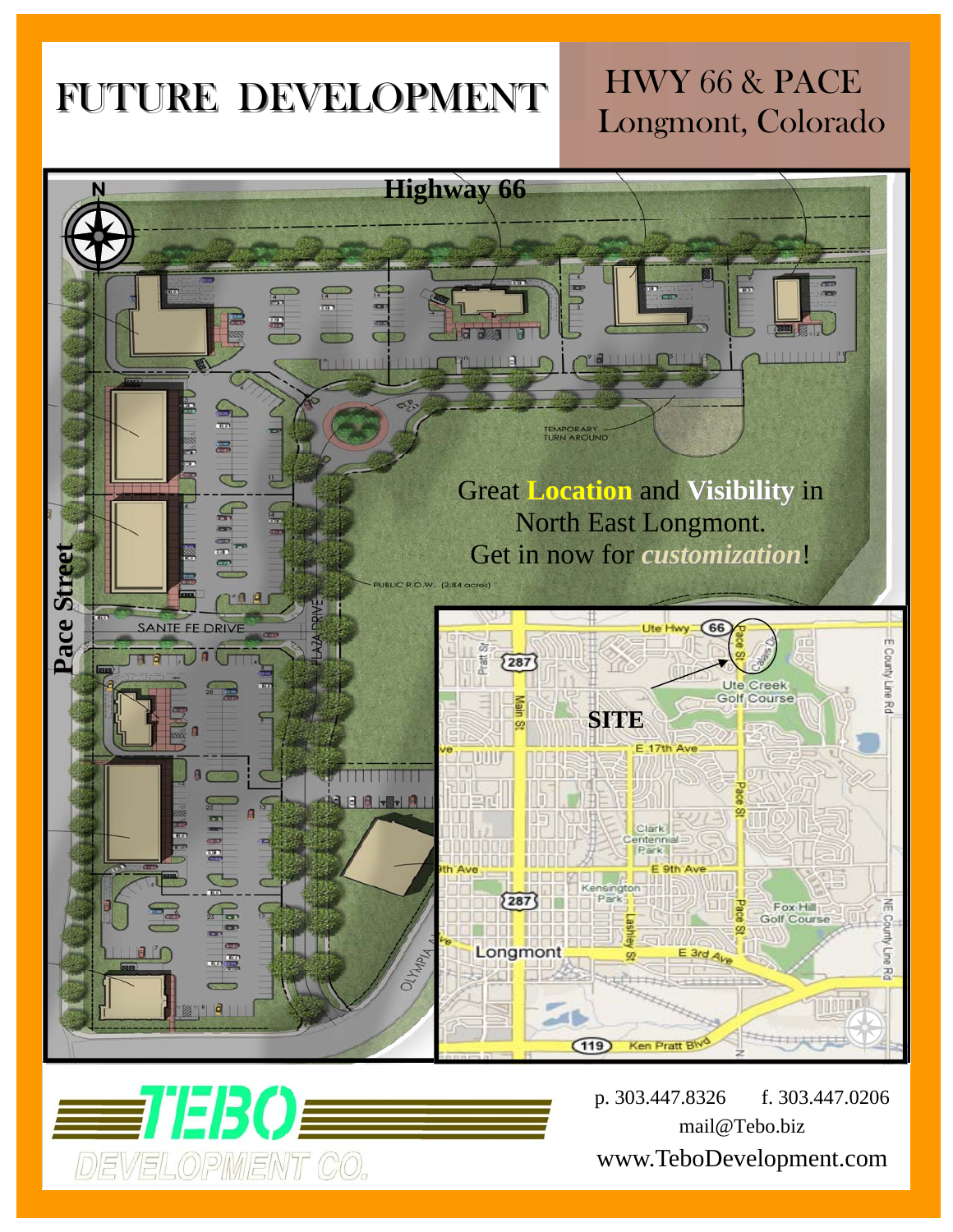# FUTURE DEVELOPMENT

## HWY 66 & PACE
## Longmont, Colorado

Highway 66

TEMPORARY TURN AROUND

Great **Location** and **Visibility** in North East Longmont.
Get in now for ***customization***!

PUBLIC R.O.W. (2.84 acres)

Pace Street

SANTE FE DRIVE

PLAZA DRIVE

OLYMPIA

Ute Hwy 66
Pace St
287
Pratt St
Main St
SITE
Ute Creek Golf Course
E County Line Rd
E 17th Ave
Clark Centennial Park
E 9th Ave
Kensington Park
Lashley St
Fox Hill Golf Course
NE County Line Rd
Longmont
E 3rd Ave
119
Ken Pratt Blvd

TEBO
DEVELOPMENT CO.

p. 303.447.8326  f. 303.447.0206
mail@Tebo.biz
www.TeboDevelopment.com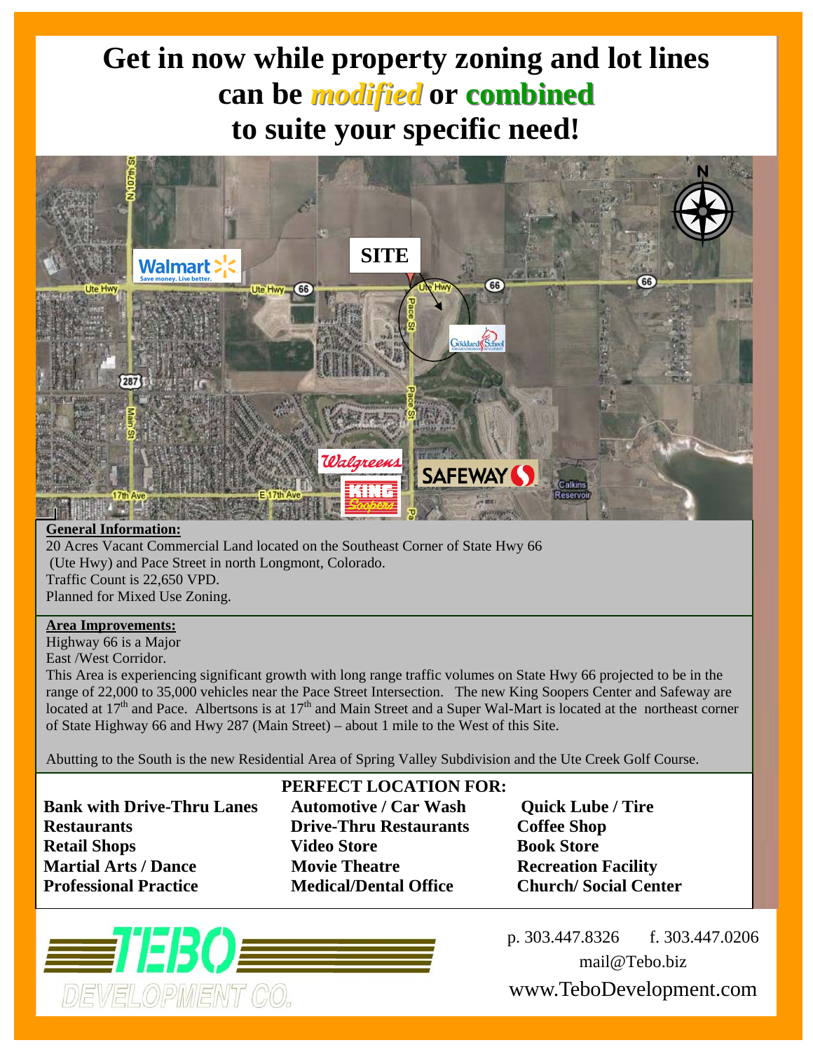# Get in now while property zoning and lot lines can be *modified* or **combined** to suite your specific need!

**General Information:**

20 Acres Vacant Commercial Land located on the Southeast Corner of State Hwy 66 (Ute Hwy) and Pace Street in north Longmont, Colorado.
Traffic Count is 22,650 VPD.
Planned for Mixed Use Zoning.

**Area Improvements:**

Highway 66 is a Major East /West Corridor.
This Area is experiencing significant growth with long range traffic volumes on State Hwy 66 projected to be in the range of 22,000 to 35,000 vehicles near the Pace Street Intersection. The new King Soopers Center and Safeway are located at 17th and Pace. Albertsons is at 17th and Main Street and a Super Wal-Mart is located at the northeast corner of State Highway 66 and Hwy 287 (Main Street) – about 1 mile to the West of this Site.

Abutting to the South is the new Residential Area of Spring Valley Subdivision and the Ute Creek Golf Course.

## PERFECT LOCATION FOR:

**Bank with Drive-Thru Lanes**
**Restaurants**
**Retail Shops**
**Martial Arts / Dance**
**Professional Practice**
**Automotive / Car Wash**
**Drive-Thru Restaurants**
**Video Store**
**Movie Theatre**
**Medical/Dental Office**
**Quick Lube / Tire**
**Coffee Shop**
**Book Store**
**Recreation Facility**
**Church/ Social Center**

TEBO DEVELOPMENT CO.

p. 303.447.8326 f. 303.447.0206
mail@Tebo.biz
www.TeboDevelopment.com